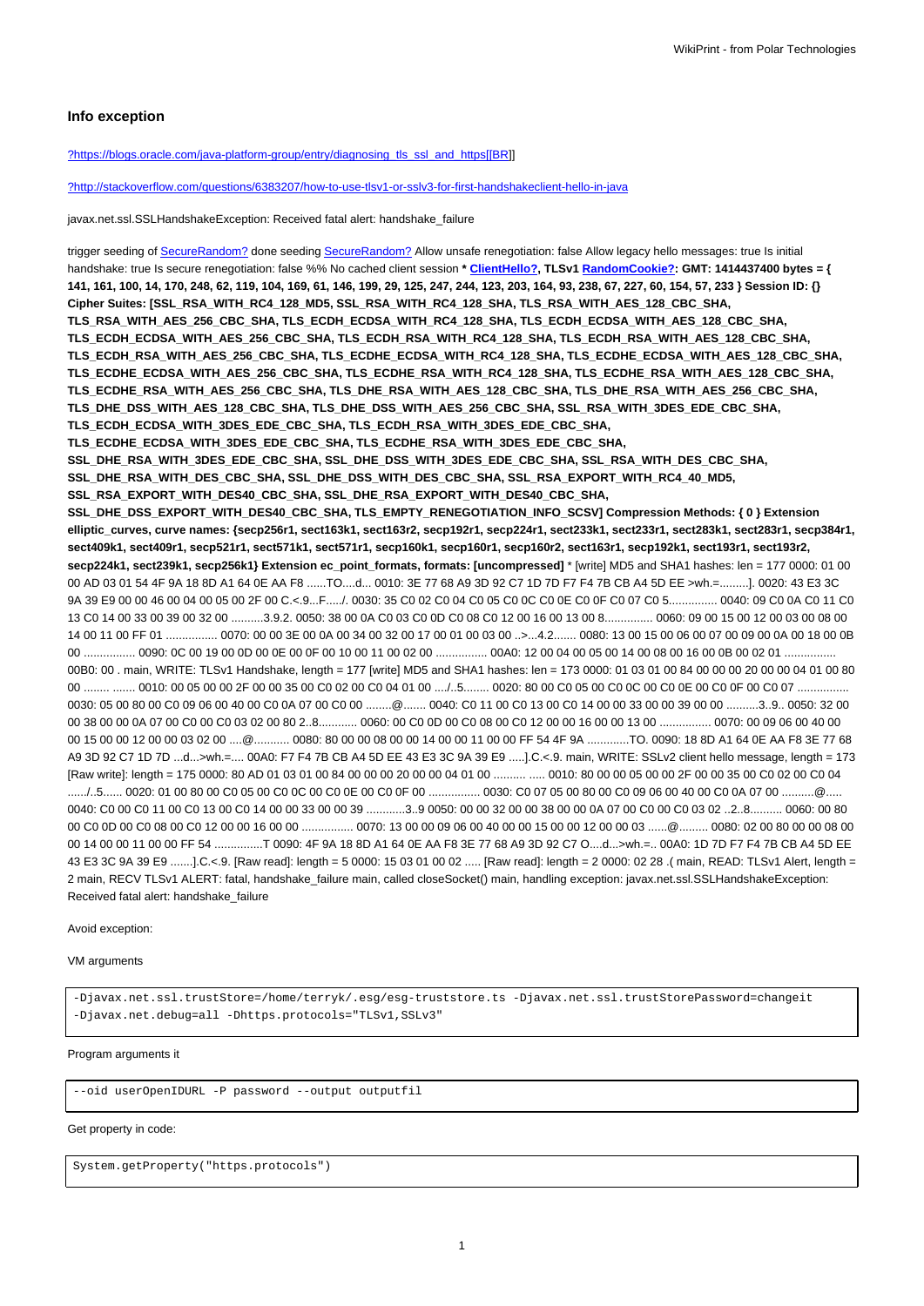### Info exception

[?https://blogs.oracle.com/java-platform-group/entry/diagnosing_tls_ssl_and_https[[BR]]

[?http://stackoverflow.com/questions/6383207/how-to-use-tlsv1-or-sslv3-for-first-handshakeclient-hello-in-java

javax.net.ssl.SSLHandshakeException: Received fatal alert: handshake_failure

trigger seeding of SecureRandom? done seeding SecureRandom? Allow unsafe renegotiation: false Allow legacy hello messages: true Is initial handshake: true Is secure renegotiation: false %% No cached client session **\* ClientHello?, TLSv1 RandomCookie?: GMT: 1414437400 bytes = { 141, 161, 100, 14, 170, 248, 62, 119, 104, 169, 61, 146, 199, 29, 125, 247, 244, 123, 203, 164, 93, 238, 67, 227, 60, 154, 57, 233 } Session ID: {} Cipher Suites: [SSL_RSA_WITH_RC4_128_MD5, SSL_RSA_WITH_RC4_128_SHA, TLS_RSA_WITH_AES_128_CBC_SHA, TLS_RSA_WITH_AES_256_CBC_SHA, TLS_ECDH_ECDSA_WITH_RC4_128_SHA, TLS_ECDH_ECDSA_WITH_AES_128_CBC_SHA, TLS_ECDH_ECDSA_WITH_AES_256_CBC_SHA, TLS_ECDH_RSA_WITH_RC4_128_SHA, TLS_ECDH_RSA_WITH_AES_128_CBC_SHA, TLS_ECDH_RSA_WITH_AES_256_CBC_SHA, TLS_ECDHE_ECDSA_WITH_RC4_128_SHA, TLS_ECDHE_ECDSA_WITH_AES_128_CBC_SHA, TLS_ECDHE_ECDSA_WITH_AES_256_CBC_SHA, TLS_ECDHE_RSA_WITH_RC4_128_SHA, TLS_ECDHE_RSA_WITH_AES_128_CBC_SHA, TLS_ECDHE_RSA_WITH_AES_256_CBC_SHA, TLS_DHE_RSA_WITH_AES_128_CBC_SHA, TLS_DHE_RSA_WITH_AES_256_CBC_SHA, TLS_DHE_DSS_WITH_AES_128_CBC_SHA, TLS_DHE_DSS_WITH_AES_256_CBC_SHA, SSL_RSA_WITH_3DES_EDE_CBC_SHA, TLS_ECDH_ECDSA_WITH_3DES_EDE_CBC_SHA, TLS_ECDH_RSA_WITH_3DES_EDE_CBC_SHA, TLS_ECDHE_ECDSA_WITH_3DES_EDE_CBC_SHA, TLS_ECDHE_RSA_WITH_3DES_EDE_CBC_SHA, SSL_DHE_RSA_WITH_3DES_EDE_CBC_SHA, SSL_DHE_DSS_WITH_3DES_EDE_CBC_SHA, SSL_RSA_WITH_DES_CBC_SHA, SSL_DHE_RSA_WITH_DES_CBC_SHA, SSL_DHE_DSS_WITH_DES_CBC_SHA, SSL_RSA_EXPORT_WITH_RC4_40_MD5, SSL_RSA_EXPORT_WITH_DES40_CBC_SHA, SSL_DHE_RSA_EXPORT_WITH_DES40_CBC_SHA, SSL_DHE_DSS_EXPORT_WITH_DES40_CBC_SHA, TLS_EMPTY_RENEGOTIATION_INFO_SCSV] Compression Methods: { 0 } Extension elliptic_curves, curve names: {secp256r1, sect163k1, sect163r2, secp192r1, secp224r1, sect233k1, sect233r1, sect283k1, sect283r1, secp384r1, sect409k1, sect409r1, secp521r1, sect571k1, sect571r1, secp160k1, secp160r1, secp160r2, sect163r1, secp192k1, sect193r1, sect193r2, secp224k1, sect239k1, secp256k1} Extension ec_point_formats, formats: [uncompressed]** * [write] MD5 and SHA1 hashes: len = 177 0000: 01 00 00 AD 03 01 54 4F 9A 18 8D A1 64 0E AA F8 ......TO....d... 0010: 3E 77 68 A9 3D 92 C7 1D 7D F7 F4 7B CB A4 5D EE >wh.=.........]. 0020: 43 E3 3C 9A 39 E9 00 00 46 00 04 00 05 00 2F 00 C.<.9...F...../. 0030: 35 C0 02 C0 04 C0 05 C0 0C C0 0E C0 0F C0 07 C0 5............... 0040: 09 C0 0A C0 11 C0 13 C0 14 00 33 00 39 00 32 00 ..........3.9.2. 0050: 38 00 0A C0 03 C0 0D C0 08 C0 12 00 16 00 13 00 8............... 0060: 09 00 15 00 12 00 03 00 08 00 14 00 11 00 FF 01 ................ 0070: 00 00 3E 00 0A 00 34 00 32 00 17 00 01 00 03 00 ..>...4.2....... 0080: 13 00 15 00 06 00 07 00 09 00 0A 00 18 00 0B 00 ................ 0090: 0C 00 19 00 0D 00 0E 00 0F 00 10 00 11 00 02 00 ................ 00A0: 12 00 04 00 05 00 14 00 08 00 16 00 0B 00 02 01 ................ 00B0: 00 . main, WRITE: TLSv1 Handshake, length = 177 [write] MD5 and SHA1 hashes: len = 173 0000: 01 03 01 00 84 00 00 00 20 00 00 04 01 00 80 00 ........ ....... 0010: 00 05 00 00 2F 00 00 35 00 C0 02 00 C0 04 01 00 ..../..5........ 0020: 80 00 C0 05 00 C0 0C 00 C0 0E 00 C0 0F 00 C0 07 ................ 0030: 05 00 80 00 C0 09 06 00 40 00 C0 0A 07 00 C0 00 ........@....... 0040: C0 11 00 C0 13 00 C0 14 00 00 33 00 00 39 00 00 ..........3..9.. 0050: 32 00 00 38 00 00 0A 07 00 C0 00 C0 03 02 00 80 2..8............ 0060: 00 C0 0D 00 C0 08 00 C0 12 00 00 16 00 00 13 00 ................ 0070: 00 09 06 00 40 00 00 15 00 00 12 00 00 03 02 00 ....@........... 0080: 80 00 00 08 00 00 14 00 00 11 00 00 FF 54 4F 9A .............TO. 0090: 18 8D A1 64 0E AA F8 3E 77 68 A9 3D 92 C7 1D 7D ...d...>wh.=.... 00A0: F7 F4 7B CB A4 5D EE 43 E3 3C 9A 39 E9 .....].C.<.9. main, WRITE: SSLv2 client hello message, length = 173 [Raw write]: length = 175 0000: 80 AD 01 03 01 00 84 00 00 00 20 00 00 04 01 00 .......... ..... 0010: 80 00 00 05 00 00 2F 00 00 35 00 C0 02 00 C0 04 ....../..5...... 0020: 01 00 80 00 C0 05 00 C0 0C 00 C0 0E 00 C0 0F 00 ................ 0030: C0 07 05 00 80 00 C0 09 06 00 40 00 C0 0A 07 00 ..........@..... 0040: C0 00 C0 11 00 C0 13 00 C0 14 00 00 33 00 00 39 ............3..9 0050: 00 00 32 00 00 38 00 00 0A 07 00 C0 00 C0 03 02 ..2..8.......... 0060: 00 80 00 C0 0D 00 C0 08 00 C0 12 00 00 16 00 00 ................ 0070: 13 00 00 09 06 00 40 00 00 15 00 00 12 00 00 03 ......@......... 0080: 02 00 80 00 00 08 00 00 14 00 00 11 00 00 FF 54 ...............T 0090: 4F 9A 18 8D A1 64 0E AA F8 3E 77 68 A9 3D 92 C7 O....d...>wh.=.. 00A0: 1D 7D F7 F4 7B CB A4 5D EE 43 E3 3C 9A 39 E9 .......].C.<.9. [Raw read]: length = 5 0000: 15 03 01 00 02 ..... [Raw read]: length = 2 0000: 02 28 .( main, READ: TLSv1 Alert, length = 2 main, RECV TLSv1 ALERT: fatal, handshake_failure main, called closeSocket() main, handling exception: javax.net.ssl.SSLHandshakeException: Received fatal alert: handshake_failure

Avoid exception:

VM arguments

```
-Djavax.net.ssl.trustStore=/home/terryk/.esg/esg-truststore.ts -Djavax.net.ssl.trustStorePassword=changeit
-Djavax.net.debug=all -Dhttps.protocols="TLSv1,SSLv3"
```

Program arguments it

```
--oid userOpenIDURL -P password --output outputfil
```

Get property in code:

```
System.getProperty("https.protocols")
```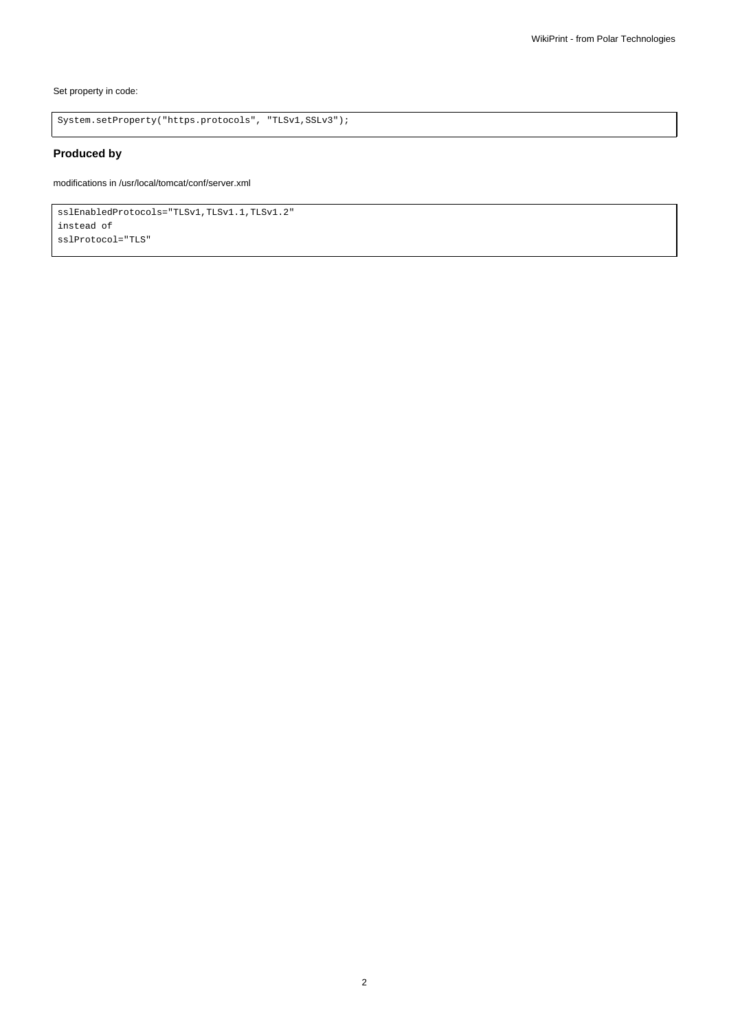Set property in code:

```
System.setProperty("https.protocols", "TLSv1,SSLv3");
```

### Produced by

modifications in /usr/local/tomcat/conf/server.xml

```
sslEnabledProtocols="TLSv1,TLSv1.1,TLSv1.2"
instead of
sslProtocol="TLS"
```